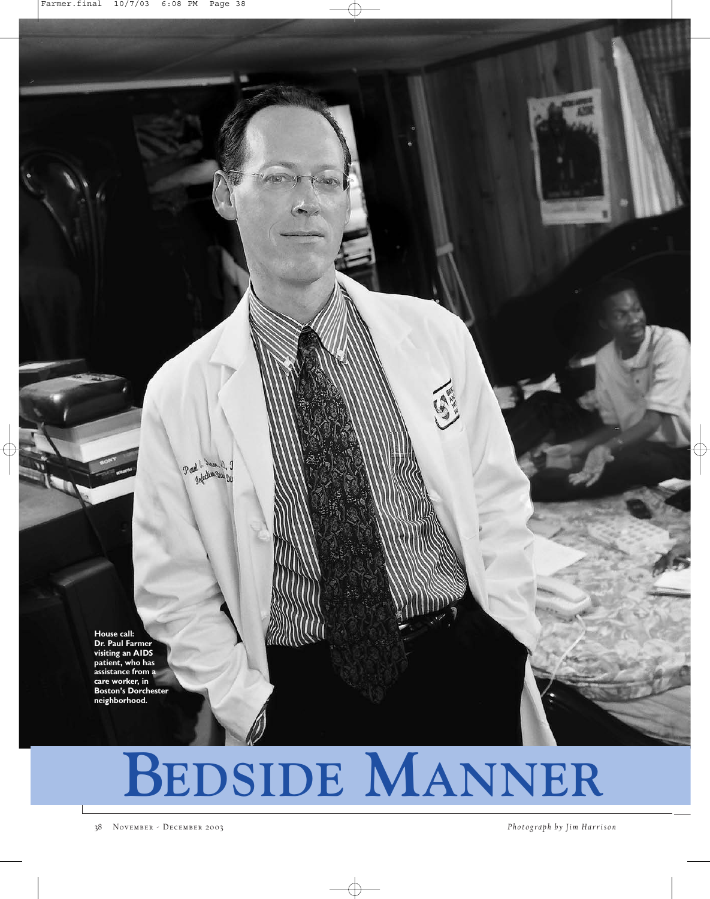House call: Dr. Paul Farmer visiting an AIDS patient, who has assistance from a care worker, in Boston's Dorchester neighborhood.

# BEDSIDE MANNER

*Photograph by Jim Harrison*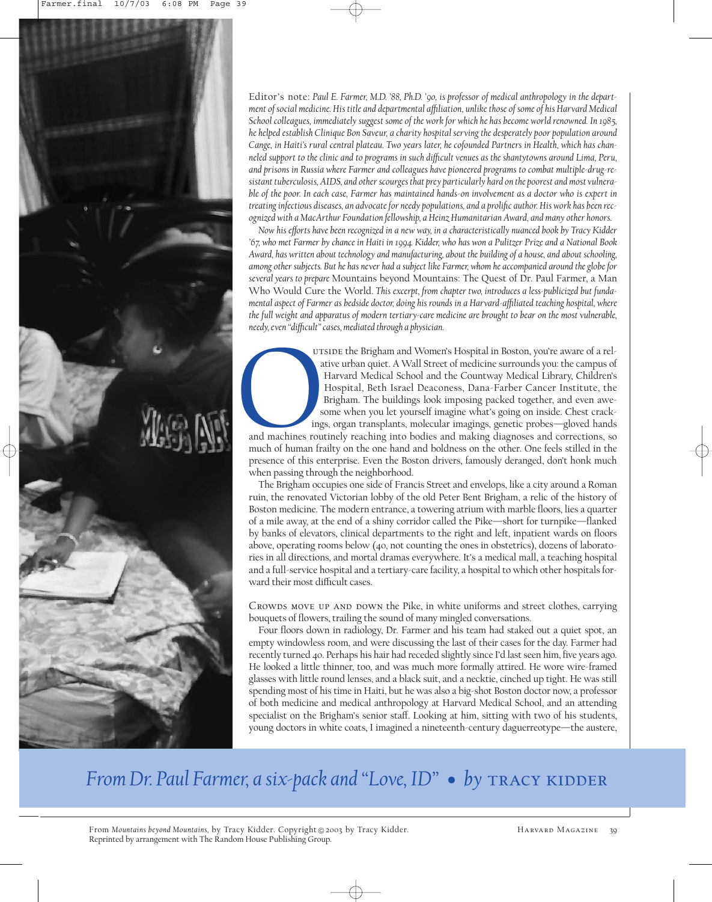Editor's note: *Paul E. Farmer, M.D. '88, Ph.D. '90, is professor of medical anthropology in the department of social medicine. His title and departmental affiliation, unlike those of some of his Harvard Medical School colleagues, immediately suggest some of the work for which he has become world renowned. In 1985, he helped establish Clinique Bon Saveur, a charity hospital serving the desperately poor population around Cange, in Haiti's rural central plateau. Two years later, he cofounded Partners in Health, which has channeled support to the clinic and to programs in such difficult venues as the shantytowns around Lima, Peru, and prisons in Russia where Farmer and colleagues have pioneered programs to combat multiple-drug-resistant tuberculosis, AIDS, and other scourges that prey particularly hard on the poorest and most vulnerable of the poor. In each case, Farmer has maintained hands-on involvement as a doctor who is expert in treating infectious diseases, an advocate for needy populations, and a prolific author. His work has been recognized with a MacArthur Foundation fellowship, a Heinz Humanitarian Award, and many other honors.*

*Now his efforts have been recognized in a new way, in a characteristically nuanced book by Tracy Kidder '67, who met Farmer by chance in Haiti in 1994. Kidder, who has won a Pulitzer Prize and a National Book Award, has written about technology and manufacturing, about the building of a house, and about schooling, among other subjects. But he has never had a subject like Farmer, whom he accompanied around the globe for several years to prepare* Mountains beyond Mountains: The Quest of Dr. Paul Farmer, a Man Who Would Cure the World. *This excerpt, from chapter two, introduces a less-publicized but fundamental aspect of Farmer as bedside doctor, doing his rounds in a Harvard-affiliated teaching hospital, where the full weight and apparatus of modern tertiary-care medicine are brought to bear on the most vulnerable, needy, even "difficult" cases, mediated through a physician.*

Outside the Brigham and Women's Hospital in Boston, you're aware of a relative urban quiet. A Wall Street of medicine surrounds you: the campus of Harvard Medical School and the Countway Medical Library, Children's Hospital, Beth Israel Deaconess, Dana-Farber Cancer Institute, the Brigham. The buildings look imposing packed together, and even awesome when you let yourself imagine what's going on inside. Chest crackings, organ transplants, molecular imagings, genetic probes—gloved hands and machines routinely reaching into bodies and making diagnoses and corrections, so much of human frailty on the one hand and boldness on the other. One feels stilled in the presence of this enterprise. Even the Boston drivers, famously deranged, don't honk much when passing through the neighborhood.

The Brigham occupies one side of Francis Street and envelops, like a city around a Roman ruin, the renovated Victorian lobby of the old Peter Bent Brigham, a relic of the history of Boston medicine. The modern entrance, a towering atrium with marble floors, lies a quarter of a mile away, at the end of a shiny corridor called the Pike—short for turnpike—flanked by banks of elevators, clinical departments to the right and left, inpatient wards on floors above, operating rooms below (40, not counting the ones in obstetrics), dozens of laboratories in all directions, and mortal dramas everywhere. It's a medical mall, a teaching hospital and a full-service hospital and a tertiary-care facility, a hospital to which other hospitals forward their most difficult cases.

Crowds move up and down the Pike, in white uniforms and street clothes, carrying bouquets of flowers, trailing the sound of many mingled conversations.

Four floors down in radiology, Dr. Farmer and his team had staked out a quiet spot, an empty windowless room, and were discussing the last of their cases for the day. Farmer had recently turned 40. Perhaps his hair had receded slightly since I'd last seen him, five years ago. He looked a little thinner, too, and was much more formally attired. He wore wire-framed glasses with little round lenses, and a black suit, and a necktie, cinched up tight. He was still spending most of his time in Haiti, but he was also a big-shot Boston doctor now, a professor of both medicine and medical anthropology at Harvard Medical School, and an attending specialist on the Brigham's senior staff. Looking at him, sitting with two of his students, young doctors in white coats, I imagined a nineteenth-century daguerreotype—the austere,

# *From Dr. Paul Farmer, a six-pack and "Love, ID"* • *by* TRACY KIDDER

From *Mountains beyond Mountains*, by Tracy Kidder. Copyright © 2003 by Tracy Kidder. Reprinted by arrangement with The Random House Publishing Group.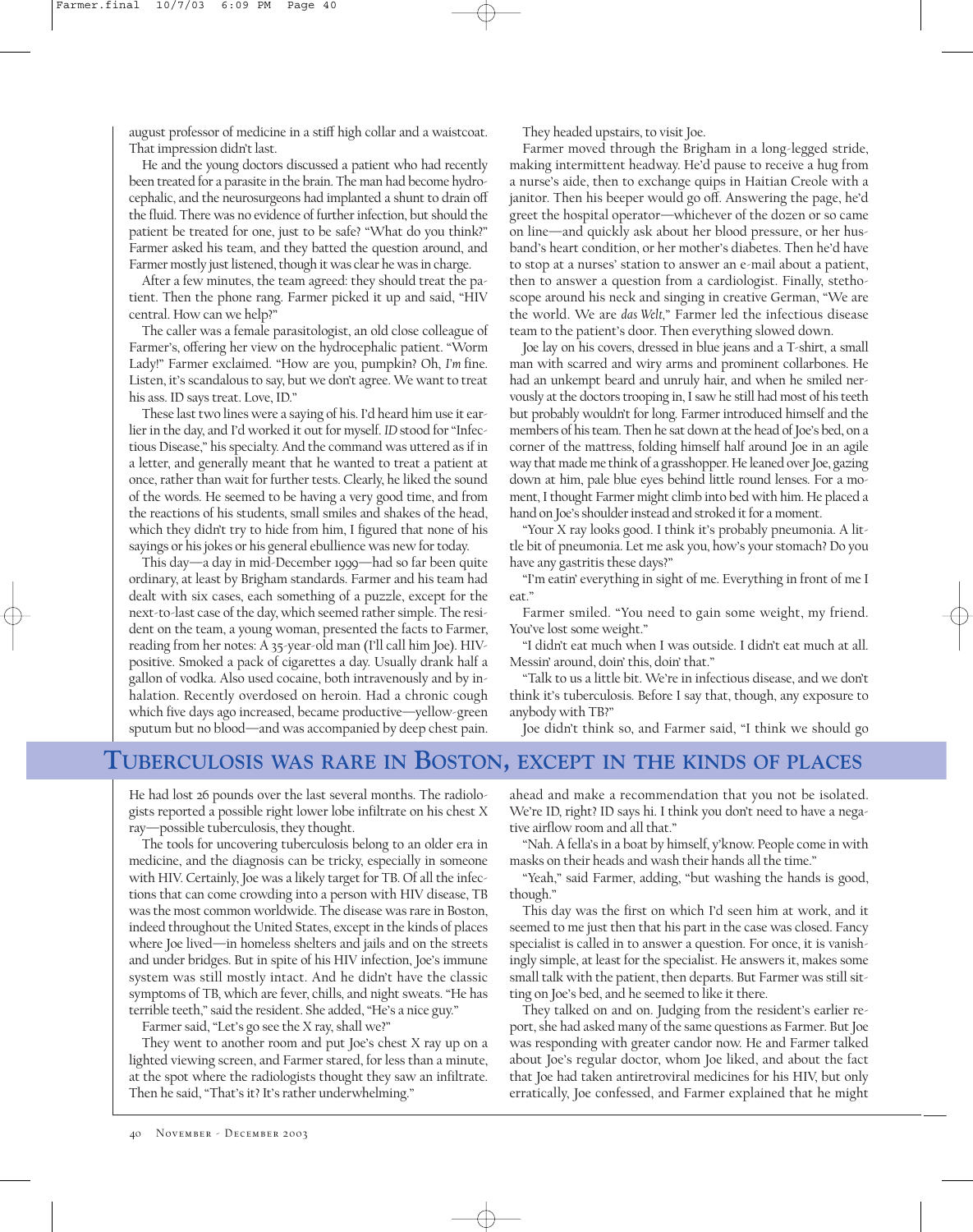august professor of medicine in a stiff high collar and a waistcoat. That impression didn't last.

He and the young doctors discussed a patient who had recently been treated for a parasite in the brain. The man had become hydrocephalic, and the neurosurgeons had implanted a shunt to drain off the fluid. There was no evidence of further infection, but should the patient be treated for one, just to be safe? "What do you think?" Farmer asked his team, and they batted the question around, and Farmer mostly just listened, though it was clear he was in charge.

After a few minutes, the team agreed: they should treat the patient. Then the phone rang. Farmer picked it up and said, "HIV central. How can we help?"

The caller was a female parasitologist, an old close colleague of Farmer's, offering her view on the hydrocephalic patient. "Worm Lady!" Farmer exclaimed. "How are you, pumpkin? Oh, *I'm* fine. Listen, it's scandalous to say, but we don't agree. We want to treat his ass. ID says treat. Love, ID."

These last two lines were a saying of his. I'd heard him use it earlier in the day, and I'd worked it out for myself. *ID* stood for "Infectious Disease," his specialty. And the command was uttered as if in a letter, and generally meant that he wanted to treat a patient at once, rather than wait for further tests. Clearly, he liked the sound of the words. He seemed to be having a very good time, and from the reactions of his students, small smiles and shakes of the head, which they didn't try to hide from him, I figured that none of his sayings or his jokes or his general ebullience was new for today.

This day—a day in mid-December 1999—had so far been quite ordinary, at least by Brigham standards. Farmer and his team had dealt with six cases, each something of a puzzle, except for the next-to-last case of the day, which seemed rather simple. The resident on the team, a young woman, presented the facts to Farmer, reading from her notes: A 35-year-old man (I'll call him Joe). HIV-positive. Smoked a pack of cigarettes a day. Usually drank half a gallon of vodka. Also used cocaine, both intravenously and by inhalation. Recently overdosed on heroin. Had a chronic cough which five days ago increased, became productive—yellow-green sputum but no blood—and was accompanied by deep chest pain. He had lost 26 pounds over the last several months. The radiologists reported a possible right lower lobe infiltrate on his chest X ray—possible tuberculosis, they thought.

**TUBERCULOSIS WAS RARE IN BOSTON, EXCEPT IN THE KINDS OF PLACES**

The tools for uncovering tuberculosis belong to an older era in medicine, and the diagnosis can be tricky, especially in someone with HIV. Certainly, Joe was a likely target for TB. Of all the infections that can come crowding into a person with HIV disease, TB was the most common worldwide. The disease was rare in Boston, indeed throughout the United States, except in the kinds of places where Joe lived—in homeless shelters and jails and on the streets and under bridges. But in spite of his HIV infection, Joe's immune system was still mostly intact. And he didn't have the classic symptoms of TB, which are fever, chills, and night sweats. "He has terrible teeth," said the resident. She added, "He's a nice guy."

Farmer said, "Let's go see the X ray, shall we?"

They went to another room and put Joe's chest X ray up on a lighted viewing screen, and Farmer stared, for less than a minute, at the spot where the radiologists thought they saw an infiltrate. Then he said, "That's it? It's rather underwhelming."

They headed upstairs, to visit Joe.

Farmer moved through the Brigham in a long-legged stride, making intermittent headway. He'd pause to receive a hug from a nurse's aide, then to exchange quips in Haitian Creole with a janitor. Then his beeper would go off. Answering the page, he'd greet the hospital operator—whichever of the dozen or so came on line—and quickly ask about her blood pressure, or her husband's heart condition, or her mother's diabetes. Then he'd have to stop at a nurses' station to answer an e-mail about a patient, then to answer a question from a cardiologist. Finally, stethoscope around his neck and singing in creative German, "We are the world. We are *das Welt*," Farmer led the infectious disease team to the patient's door. Then everything slowed down.

Joe lay on his covers, dressed in blue jeans and a T-shirt, a small man with scarred and wiry arms and prominent collarbones. He had an unkempt beard and unruly hair, and when he smiled nervously at the doctors trooping in, I saw he still had most of his teeth but probably wouldn't for long. Farmer introduced himself and the members of his team. Then he sat down at the head of Joe's bed, on a corner of the mattress, folding himself half around Joe in an agile way that made me think of a grasshopper. He leaned over Joe, gazing down at him, pale blue eyes behind little round lenses. For a moment, I thought Farmer might climb into bed with him. He placed a hand on Joe's shoulder instead and stroked it for a moment.

"Your X ray looks good. I think it's probably pneumonia. A little bit of pneumonia. Let me ask you, how's your stomach? Do you have any gastritis these days?"

"I'm eatin' everything in sight of me. Everything in front of me I eat."

Farmer smiled. "You need to gain some weight, my friend. You've lost some weight."

"I didn't eat much when I was outside. I didn't eat much at all. Messin' around, doin' this, doin' that."

"Talk to us a little bit. We're in infectious disease, and we don't think it's tuberculosis. Before I say that, though, any exposure to anybody with TB?"

Joe didn't think so, and Farmer said, "I think we should go ahead and make a recommendation that you not be isolated. We're ID, right? ID says hi. I think you don't need to have a negative airflow room and all that."

"Nah. A fella's in a boat by himself, y'know. People come in with masks on their heads and wash their hands all the time."

"Yeah," said Farmer, adding, "but washing the hands is good, though."

This day was the first on which I'd seen him at work, and it seemed to me just then that his part in the case was closed. Fancy specialist is called in to answer a question. For once, it is vanishingly simple, at least for the specialist. He answers it, makes some small talk with the patient, then departs. But Farmer was still sitting on Joe's bed, and he seemed to like it there.

They talked on and on. Judging from the resident's earlier report, she had asked many of the same questions as Farmer. But Joe was responding with greater candor now. He and Farmer talked about Joe's regular doctor, whom Joe liked, and about the fact that Joe had taken antiretroviral medicines for his HIV, but only erratically, Joe confessed, and Farmer explained that he might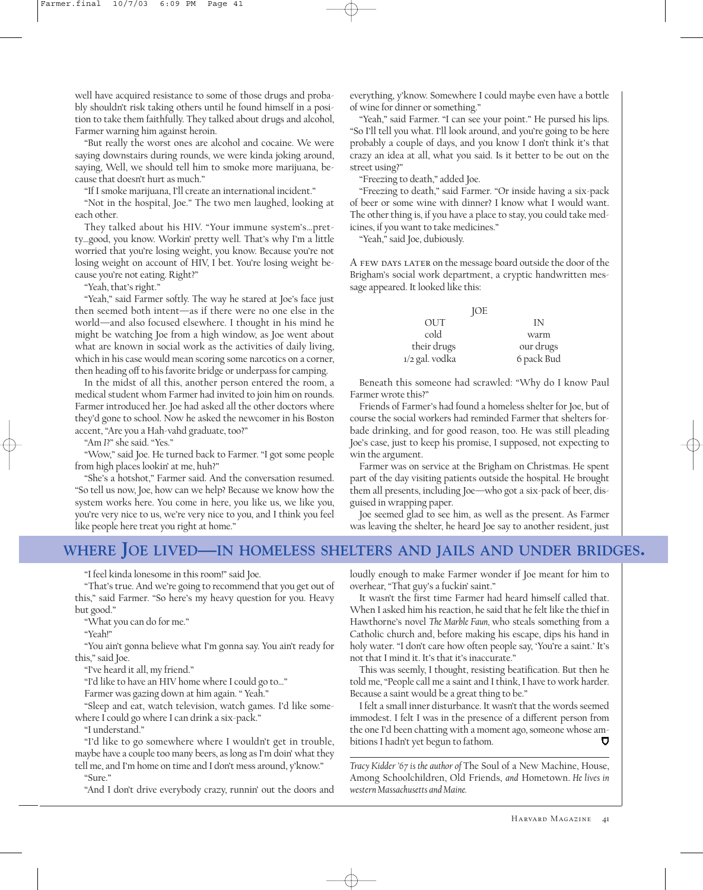well have acquired resistance to some of those drugs and probably shouldn't risk taking others until he found himself in a position to take them faithfully. They talked about drugs and alcohol, Farmer warning him against heroin.

"But really the worst ones are alcohol and cocaine. We were saying downstairs during rounds, we were kinda joking around, saying, Well, we should tell him to smoke more marijuana, because that doesn't hurt as much."

"If I smoke marijuana, I'll create an international incident."

"Not in the hospital, Joe." The two men laughed, looking at each other.

They talked about his HIV. "Your immune system's...pretty...good, you know. Workin' pretty well. That's why I'm a little worried that you're losing weight, you know. Because you're not losing weight on account of HIV, I bet. You're losing weight because you're not eating. Right?"

"Yeah, that's right."

"Yeah," said Farmer softly. The way he stared at Joe's face just then seemed both intent—as if there were no one else in the world—and also focused elsewhere. I thought in his mind he might be watching Joe from a high window, as Joe went about what are known in social work as the activities of daily living, which in his case would mean scoring some narcotics on a corner, then heading off to his favorite bridge or underpass for camping.

In the midst of all this, another person entered the room, a medical student whom Farmer had invited to join him on rounds. Farmer introduced her. Joe had asked all the other doctors where they'd gone to school. Now he asked the newcomer in his Boston accent, "Are you a Hah-vahd graduate, too?"

"Am *I*?" she said. "Yes."

"Wow," said Joe. He turned back to Farmer. "I got some people from high places lookin' at me, huh?"

"She's a hotshot," Farmer said. And the conversation resumed. "So tell us now, Joe, how can we help? Because we know how the system works here. You come in here, you like us, we like you, you're very nice to us, we're very nice to you, and I think you feel like people here treat you right at home."

## WHERE JOE LIVED—IN HOMELESS SHELTERS AND JAILS AND UNDER BRIDGES.

"I feel kinda lonesome in this room!" said Joe.

"That's true. And we're going to recommend that you get out of this," said Farmer. "So here's my heavy question for you. Heavy but good."

"What you can do for me."

"Yeah!"

"You ain't gonna believe what I'm gonna say. You ain't ready for this," said Joe.

"I've heard it all, my friend."

"I'd like to have an HIV home where I could go to..."

Farmer was gazing down at him again. "Yeah."

"Sleep and eat, watch television, watch games. I'd like somewhere I could go where I can drink a six-pack."

"I understand."

"I'd like to go somewhere where I wouldn't get in trouble, maybe have a couple too many beers, as long as I'm doin' what they tell me, and I'm home on time and I don't mess around, y'know."

"Sure."

"And I don't drive everybody crazy, runnin' out the doors and everything, y'know. Somewhere I could maybe even have a bottle of wine for dinner or something."

"Yeah," said Farmer. "I can see your point." He pursed his lips. "So I'll tell you what. I'll look around, and you're going to be here probably a couple of days, and you know I don't think it's that crazy an idea at all, what you said. Is it better to be out on the street using?"

"Freezing to death," added Joe.

"Freezing to death," said Farmer. "Or inside having a six-pack of beer or some wine with dinner? I know what I would want. The other thing is, if you have a place to stay, you could take medicines, if you want to take medicines."

"Yeah," said Joe, dubiously.

A few days later on the message board outside the door of the Brigham's social work department, a cryptic handwritten message appeared. It looked like this:

| JOE | |
|---|---|
| OUT | IN |
| cold | warm |
| their drugs | our drugs |
| 1/2 gal. vodka | 6 pack Bud |

Beneath this someone had scrawled: "Why do I know Paul Farmer wrote this?"

Friends of Farmer's had found a homeless shelter for Joe, but of course the social workers had reminded Farmer that shelters forbade drinking, and for good reason, too. He was still pleading Joe's case, just to keep his promise, I supposed, not expecting to win the argument.

Farmer was on service at the Brigham on Christmas. He spent part of the day visiting patients outside the hospital. He brought them all presents, including Joe—who got a six-pack of beer, disguised in wrapping paper.

Joe seemed glad to see him, as well as the present. As Farmer was leaving the shelter, he heard Joe say to another resident, just loudly enough to make Farmer wonder if Joe meant for him to overhear, "That guy's a fuckin' saint."

It wasn't the first time Farmer had heard himself called that. When I asked him his reaction, he said that he felt like the thief in Hawthorne's novel *The Marble Faun*, who steals something from a Catholic church and, before making his escape, dips his hand in holy water. "I don't care how often people say, 'You're a saint.' It's not that I mind it. It's that it's inaccurate."

This was seemly, I thought, resisting beatification. But then he told me, "People call me a saint and I think, I have to work harder. Because a saint would be a great thing to be."

I felt a small inner disturbance. It wasn't that the words seemed immodest. I felt I was in the presence of a different person from the one I'd been chatting with a moment ago, someone whose ambitions I hadn't yet begun to fathom.

*Tracy Kidder '67 is the author of* The Soul of a New Machine, House, Among Schoolchildren, Old Friends, *and* Hometown. *He lives in western Massachusetts and Maine.*